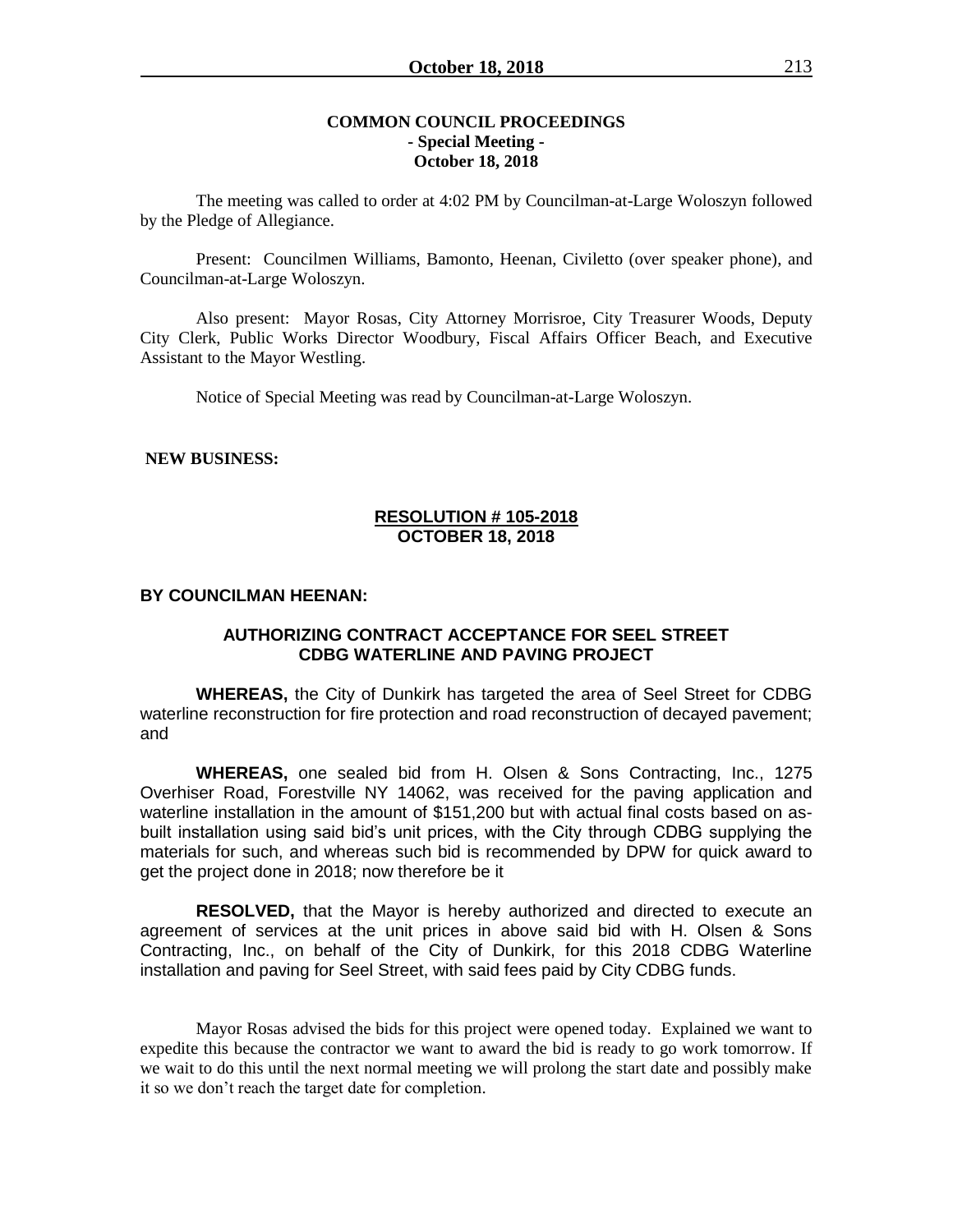**COMMON COUNCIL PROCEEDINGS**
**- Special Meeting -**
**October 18, 2018**

The meeting was called to order at 4:02 PM by Councilman-at-Large Woloszyn followed by the Pledge of Allegiance.

Present: Councilmen Williams, Bamonto, Heenan, Civiletto (over speaker phone), and Councilman-at-Large Woloszyn.

Also present: Mayor Rosas, City Attorney Morrisroe, City Treasurer Woods, Deputy City Clerk, Public Works Director Woodbury, Fiscal Affairs Officer Beach, and Executive Assistant to the Mayor Westling.

Notice of Special Meeting was read by Councilman-at-Large Woloszyn.

**NEW BUSINESS:**

**RESOLUTION # 105-2018**
**OCTOBER 18, 2018**

**BY COUNCILMAN HEENAN:**

**AUTHORIZING CONTRACT ACCEPTANCE FOR SEEL STREET CDBG WATERLINE AND PAVING PROJECT**

**WHEREAS,** the City of Dunkirk has targeted the area of Seel Street for CDBG waterline reconstruction for fire protection and road reconstruction of decayed pavement; and

**WHEREAS,** one sealed bid from H. Olsen & Sons Contracting, Inc., 1275 Overhiser Road, Forestville NY 14062, was received for the paving application and waterline installation in the amount of $151,200 but with actual final costs based on as-built installation using said bid's unit prices, with the City through CDBG supplying the materials for such, and whereas such bid is recommended by DPW for quick award to get the project done in 2018; now therefore be it

**RESOLVED,** that the Mayor is hereby authorized and directed to execute an agreement of services at the unit prices in above said bid with H. Olsen & Sons Contracting, Inc., on behalf of the City of Dunkirk, for this 2018 CDBG Waterline installation and paving for Seel Street, with said fees paid by City CDBG funds.

Mayor Rosas advised the bids for this project were opened today. Explained we want to expedite this because the contractor we want to award the bid is ready to go work tomorrow. If we wait to do this until the next normal meeting we will prolong the start date and possibly make it so we don't reach the target date for completion.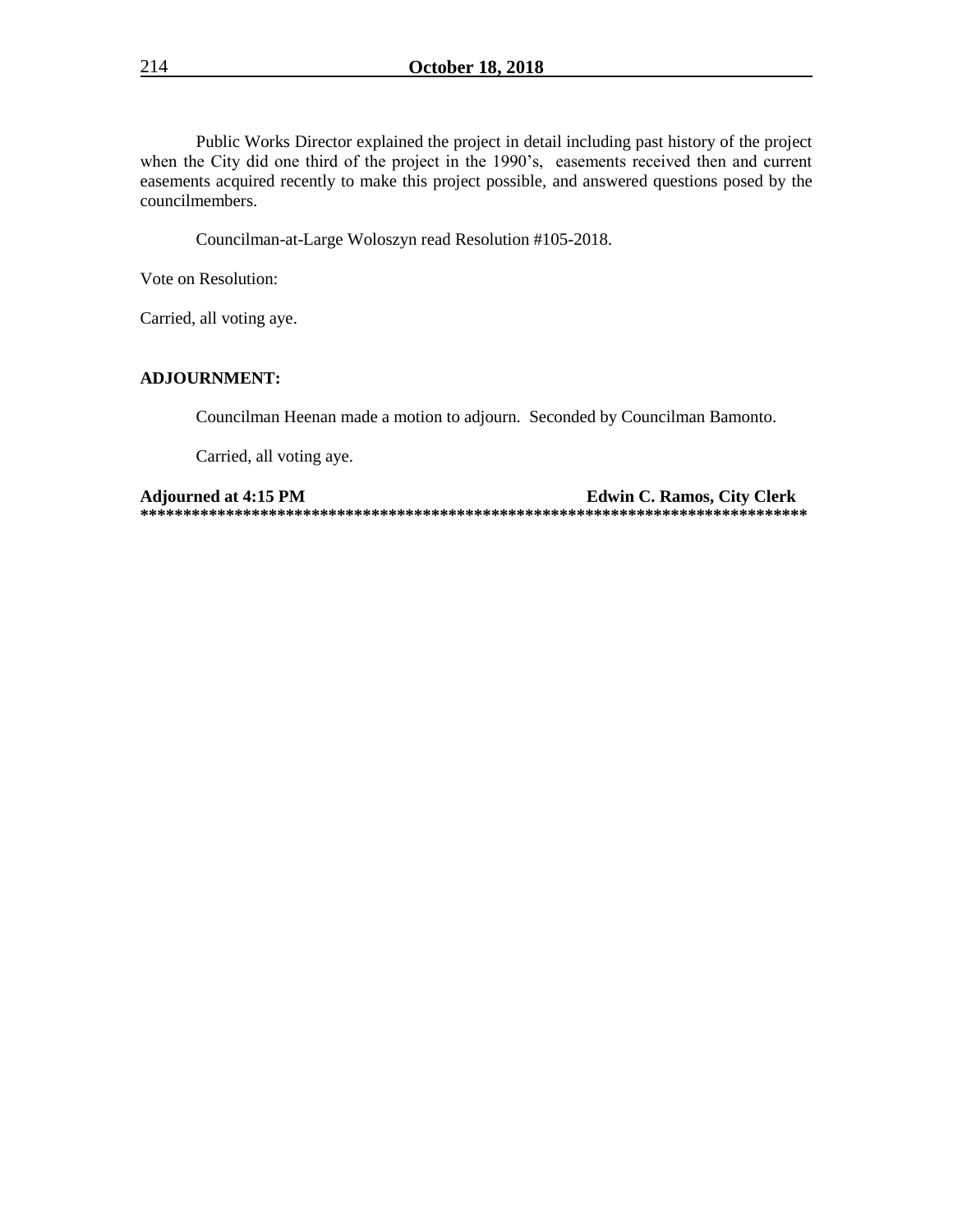Public Works Director explained the project in detail including past history of the project when the City did one third of the project in the 1990's, easements received then and current easements acquired recently to make this project possible, and answered questions posed by the councilmembers.

Councilman-at-Large Woloszyn read Resolution #105-2018.

Vote on Resolution:

Carried, all voting aye.

**ADJOURNMENT:**

Councilman Heenan made a motion to adjourn. Seconded by Councilman Bamonto.

Carried, all voting aye.

**Adjourned at 4:15 PM** **Edwin C. Ramos, City Clerk**

**********************************************************************************